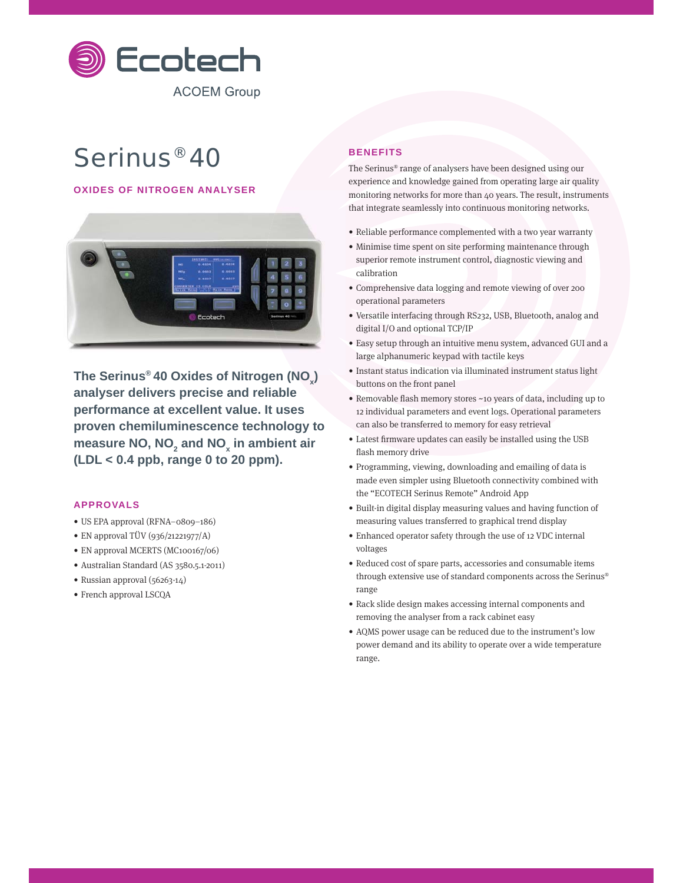Ecotech

ACOEM Group

# Serinus® 40

## OXIDES OF NITROGEN ANALYSER

**The Serinus® 40 Oxides of Nitrogen ($NO_x$) analyser delivers precise and reliable performance at excellent value. It uses proven chemiluminescence technology to measure NO, $NO_2$ and $NO_x$ in ambient air (LDL < 0.4 ppb, range 0 to 20 ppm).**

## APPROVALS

- US EPA approval (RFNA–0809–186)
- EN approval TÜV (936/21221977/A)
- EN approval MCERTS (MC100167/06)
- Australian Standard (AS 3580.5.1-2011)
- Russian approval (56263-14)
- French approval LSCQA

## BENEFITS

The Serinus® range of analysers have been designed using our experience and knowledge gained from operating large air quality monitoring networks for more than 40 years. The result, instruments that integrate seamlessly into continuous monitoring networks.

- Reliable performance complemented with a two year warranty
- Minimise time spent on site performing maintenance through superior remote instrument control, diagnostic viewing and calibration
- Comprehensive data logging and remote viewing of over 200 operational parameters
- Versatile interfacing through RS232, USB, Bluetooth, analog and digital I/O and optional TCP/IP
- Easy setup through an intuitive menu system, advanced GUI and a large alphanumeric keypad with tactile keys
- Instant status indication via illuminated instrument status light buttons on the front panel
- Removable flash memory stores ~10 years of data, including up to 12 individual parameters and event logs. Operational parameters can also be transferred to memory for easy retrieval
- Latest firmware updates can easily be installed using the USB flash memory drive
- Programming, viewing, downloading and emailing of data is made even simpler using Bluetooth connectivity combined with the "ECOTECH Serinus Remote" Android App
- Built-in digital display measuring values and having function of measuring values transferred to graphical trend display
- Enhanced operator safety through the use of 12 VDC internal voltages
- Reduced cost of spare parts, accessories and consumable items through extensive use of standard components across the Serinus® range
- Rack slide design makes accessing internal components and removing the analyser from a rack cabinet easy
- AQMS power usage can be reduced due to the instrument's low power demand and its ability to operate over a wide temperature range.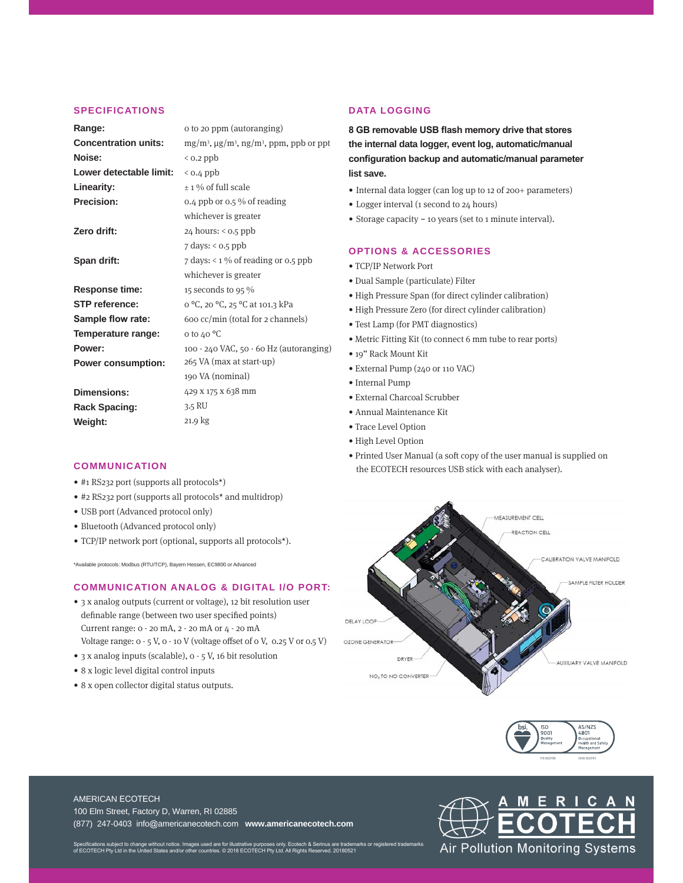## SPECIFICATIONS

| | |
|---|---|
| **Range:** | 0 to 20 ppm (autoranging) |
| **Concentration units:** | mg/m³, µg/m³, ng/m³, ppm, ppb or ppt |
| **Noise:** | < 0.2 ppb |
| **Lower detectable limit:** | < 0.4 ppb |
| **Linearity:** | ± 1 % of full scale |
| **Precision:** | 0.4 ppb or 0.5 % of reading whichever is greater |
| **Zero drift:** | 24 hours: < 0.5 ppb<br>7 days: < 0.5 ppb |
| **Span drift:** | 7 days: < 1 % of reading or 0.5 ppb whichever is greater |
| **Response time:** | 15 seconds to 95 % |
| **STP reference:** | 0 °C, 20 °C, 25 °C at 101.3 kPa |
| **Sample flow rate:** | 600 cc/min (total for 2 channels) |
| **Temperature range:** | 0 to 40 °C |
| **Power:** | 100 - 240 VAC, 50 - 60 Hz (autoranging) |
| **Power consumption:** | 265 VA (max at start-up)<br>190 VA (nominal) |
| **Dimensions:** | 429 x 175 x 638 mm |
| **Rack Spacing:** | 3.5 RU |
| **Weight:** | 21.9 kg |

## COMMUNICATION

- #1 RS232 port (supports all protocols*)
- #2 RS232 port (supports all protocols* and multidrop)
- USB port (Advanced protocol only)
- Bluetooth (Advanced protocol only)
- TCP/IP network port (optional, supports all protocols*).

*Available protocols: Modbus (RTU/TCP), Bayern Hessen, EC9800 or Advanced

## COMMUNICATION ANALOG & DIGITAL I/O PORT:

- 3 x analog outputs (current or voltage), 12 bit resolution user definable range (between two user specified points)
  Current range: 0 - 20 mA, 2 - 20 mA or 4 - 20 mA
  Voltage range: 0 - 5 V, 0 - 10 V (voltage offset of 0 V, 0.25 V or 0.5 V)
- 3 x analog inputs (scalable), 0 - 5 V, 16 bit resolution
- 8 x logic level digital control inputs
- 8 x open collector digital status outputs.

## DATA LOGGING

**8 GB removable USB flash memory drive that stores the internal data logger, event log, automatic/manual configuration backup and automatic/manual parameter list save.**

- Internal data logger (can log up to 12 of 200+ parameters)
- Logger interval (1 second to 24 hours)
- Storage capacity ~ 10 years (set to 1 minute interval).

## OPTIONS & ACCESSORIES

- TCP/IP Network Port
- Dual Sample (particulate) Filter
- High Pressure Span (for direct cylinder calibration)
- High Pressure Zero (for direct cylinder calibration)
- Test Lamp (for PMT diagnostics)
- Metric Fitting Kit (to connect 6 mm tube to rear ports)
- 19" Rack Mount Kit
- External Pump (240 or 110 VAC)
- Internal Pump
- External Charcoal Scrubber
- Annual Maintenance Kit
- Trace Level Option
- High Level Option
- Printed User Manual (a soft copy of the user manual is supplied on the ECOTECH resources USB stick with each analyser).

MEASUREMENT CELL
REACTION CELL
CALIBRATION VALVE MANIFOLD
SAMPLE FILTER HOLDER
DELAY LOOP
OZONE GENERATOR
DRYER
$NO_2$ TO NO CONVERTER
AUXILIARY VALVE MANIFOLD

ISO 9001 Quality Management
AS/NZS 4801 Occupational Health and Safety Management

AMERICAN ECOTECH
100 Elm Street, Factory D, Warren, RI 02885
(877) 247-0403 info@americanecotech.com **www.americanecotech.com**

Specifications subject to change without notice. Images used are for illustrative purposes only. Ecotech & Serinus are trademarks or registered trademarks of ECOTECH Pty Ltd in the United States and/or other countries. © 2018 ECOTECH Pty Ltd. All Rights Reserved. 20180521

AMERICAN ECOTECH
Air Pollution Monitoring Systems